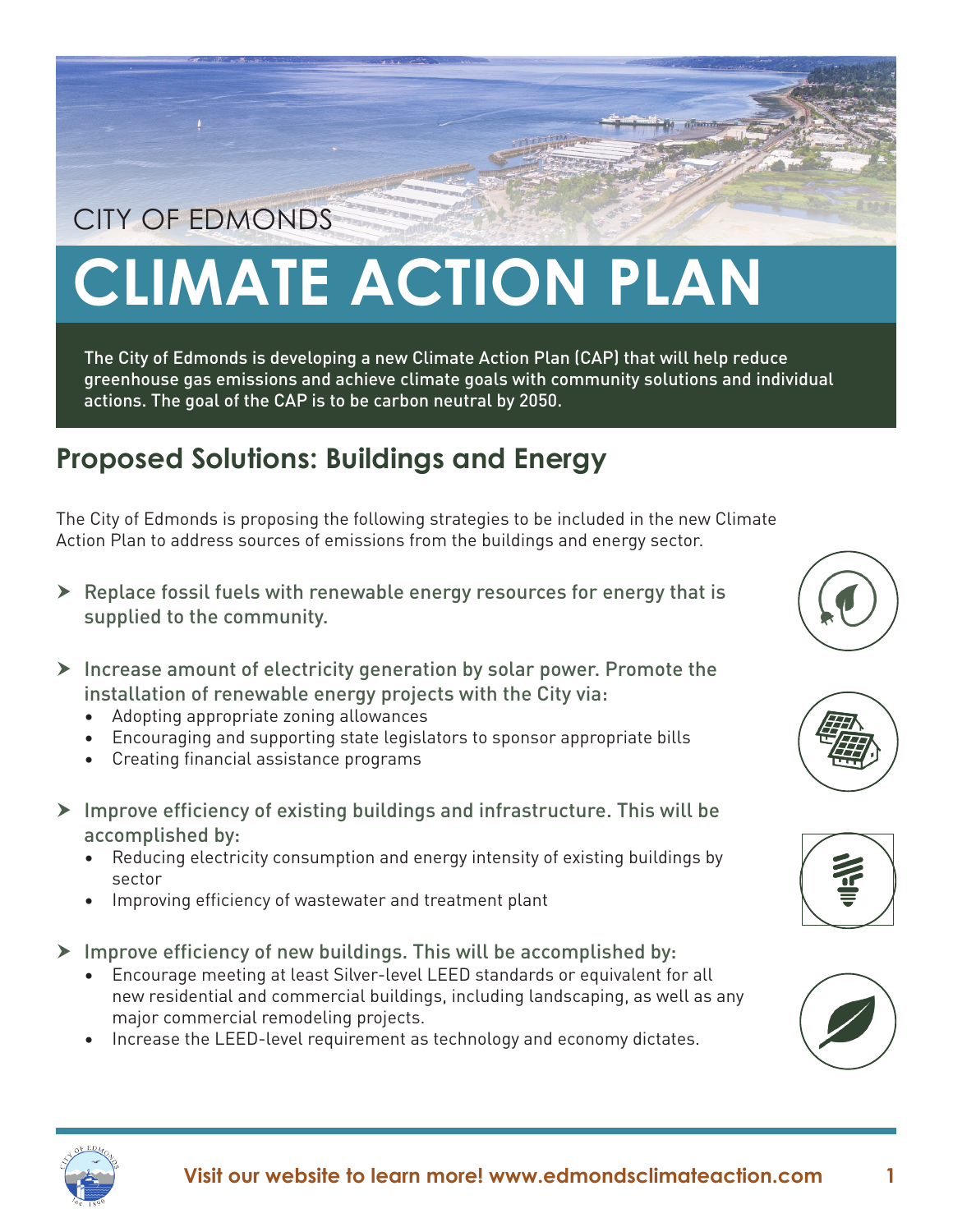CITY OF EDMONDS

# CLIMATE ACTION PLAN

The City of Edmonds is developing a new Climate Action Plan (CAP) that will help reduce greenhouse gas emissions and achieve climate goals with community solutions and individual actions. The goal of the CAP is to be carbon neutral by 2050.

## Proposed Solutions: Buildings and Energy

The City of Edmonds is proposing the following strategies to be included in the new Climate Action Plan to address sources of emissions from the buildings and energy sector.

- Replace fossil fuels with renewable energy resources for energy that is supplied to the community.
- Increase amount of electricity generation by solar power. Promote the installation of renewable energy projects with the City via:
  - Adopting appropriate zoning allowances
  - Encouraging and supporting state legislators to sponsor appropriate bills
  - Creating financial assistance programs
- Improve efficiency of existing buildings and infrastructure. This will be accomplished by:
  - Reducing electricity consumption and energy intensity of existing buildings by sector
  - Improving efficiency of wastewater and treatment plant
- Improve efficiency of new buildings. This will be accomplished by:
  - Encourage meeting at least Silver-level LEED standards or equivalent for all new residential and commercial buildings, including landscaping, as well as any major commercial remodeling projects.
  - Increase the LEED-level requirement as technology and economy dictates.

**Visit our website to learn more! www.edmondsclimateaction.com**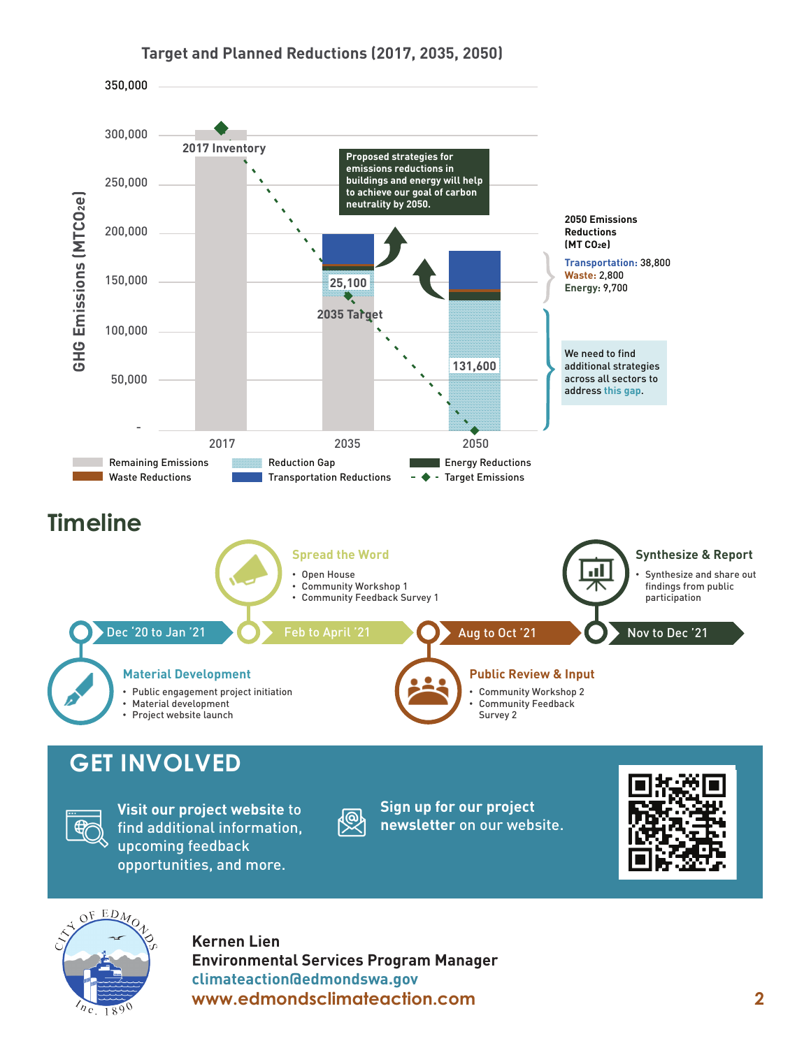### Target and Planned Reductions (2017, 2035, 2050)

GHG Emissions (MTCO2e)

350,000
300,000
250,000
200,000
150,000
100,000
50,000
-

2017 Inventory

Proposed strategies for emissions reductions in buildings and energy will help to achieve our goal of carbon neutrality by 2050.

25,100

2035 Target

131,600

2017
2035
2050

**2050 Emissions Reductions (MT $CO_2e$)**

Transportation: 38,800
Waste: 2,800
Energy: 9,700

We need to find additional strategies across all sectors to address this gap.

Remaining Emissions
Reduction Gap
Energy Reductions
Waste Reductions
Transportation Reductions
Target Emissions

# Timeline

**Dec '20 to Jan '21**

**Material Development**

- Public engagement project initiation
- Material development
- Project website launch

**Feb to April '21**

**Spread the Word**

- Open House
- Community Workshop 1
- Community Feedback Survey 1

**Aug to Oct '21**

**Public Review & Input**

- Community Workshop 2
- Community Feedback Survey 2

**Nov to Dec '21**

**Synthesize & Report**

- Synthesize and share out findings from public participation

# GET INVOLVED

**Visit our project website** to find additional information, upcoming feedback opportunities, and more.

**Sign up for our project newsletter** on our website.

**Kernen Lien**
**Environmental Services Program Manager**
**climateaction@edmondswa.gov**
**www.edmondsclimateaction.com**